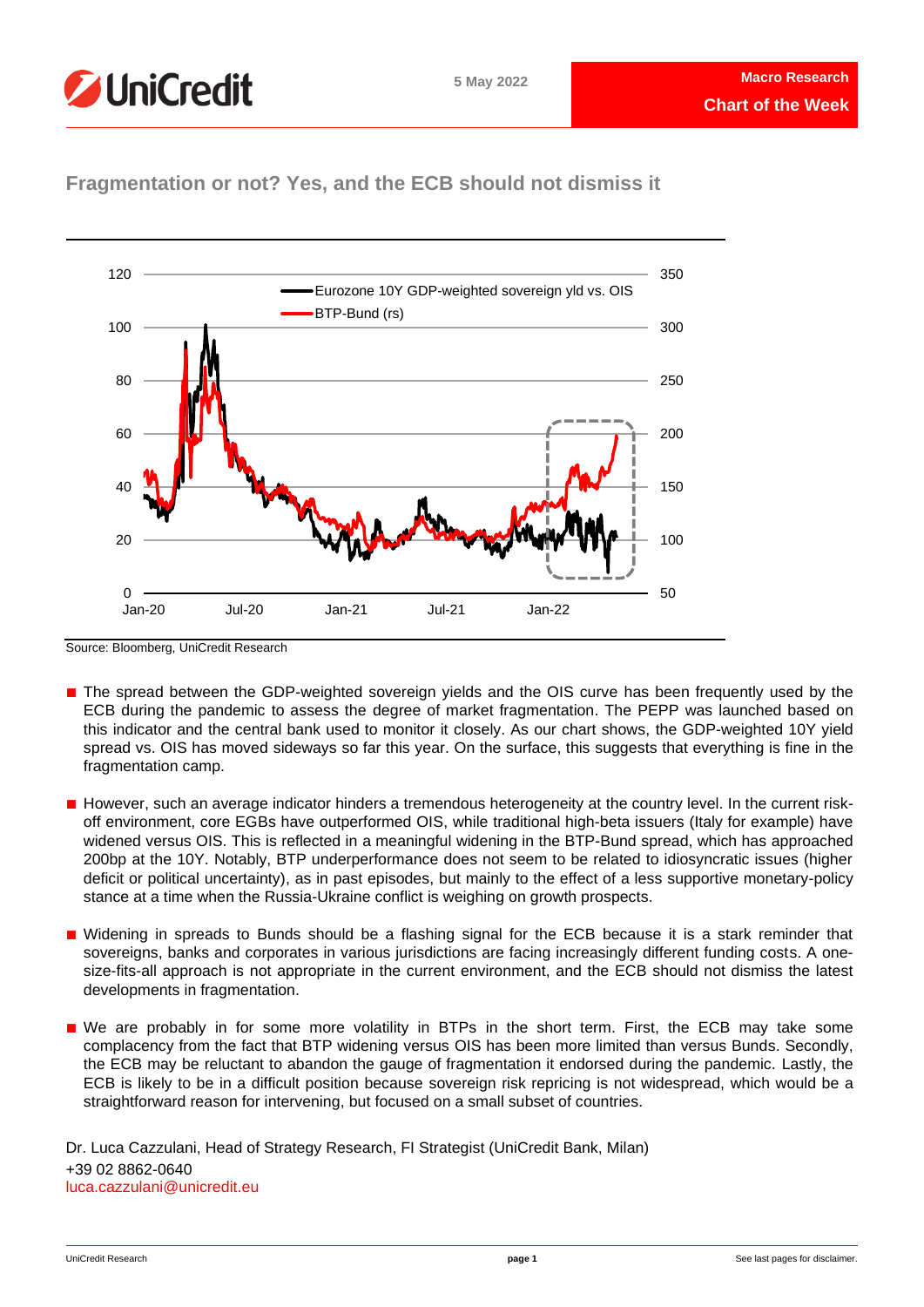UniCredit

5 May 2022

Macro Research

**Chart of the Week**

## Fragmentation or not? Yes, and the ECB should not dismiss it

Source: Bloomberg, UniCredit Research

- The spread between the GDP-weighted sovereign yields and the OIS curve has been frequently used by the ECB during the pandemic to assess the degree of market fragmentation. The PEPP was launched based on this indicator and the central bank used to monitor it closely. As our chart shows, the GDP-weighted 10Y yield spread vs. OIS has moved sideways so far this year. On the surface, this suggests that everything is fine in the fragmentation camp.
- However, such an average indicator hinders a tremendous heterogeneity at the country level. In the current risk-off environment, core EGBs have outperformed OIS, while traditional high-beta issuers (Italy for example) have widened versus OIS. This is reflected in a meaningful widening in the BTP-Bund spread, which has approached 200bp at the 10Y. Notably, BTP underperformance does not seem to be related to idiosyncratic issues (higher deficit or political uncertainty), as in past episodes, but mainly to the effect of a less supportive monetary-policy stance at a time when the Russia-Ukraine conflict is weighing on growth prospects.
- Widening in spreads to Bunds should be a flashing signal for the ECB because it is a stark reminder that sovereigns, banks and corporates in various jurisdictions are facing increasingly different funding costs. A one-size-fits-all approach is not appropriate in the current environment, and the ECB should not dismiss the latest developments in fragmentation.
- We are probably in for some more volatility in BTPs in the short term. First, the ECB may take some complacency from the fact that BTP widening versus OIS has been more limited than versus Bunds. Secondly, the ECB may be reluctant to abandon the gauge of fragmentation it endorsed during the pandemic. Lastly, the ECB is likely to be in a difficult position because sovereign risk repricing is not widespread, which would be a straightforward reason for intervening, but focused on a small subset of countries.

Dr. Luca Cazzulani, Head of Strategy Research, FI Strategist (UniCredit Bank, Milan)
+39 02 8862-0640
luca.cazzulani@unicredit.eu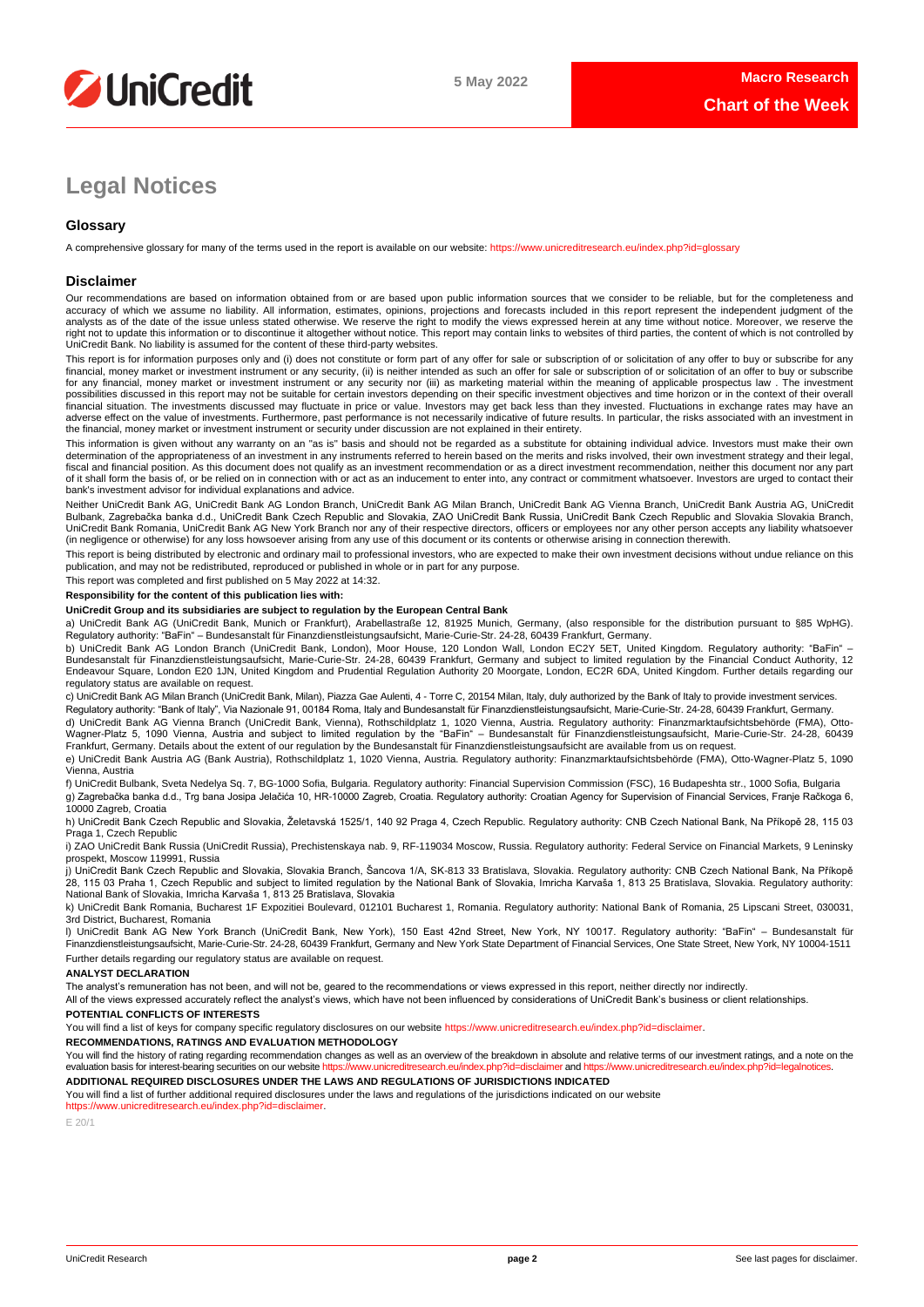# Legal Notices

## Glossary

A comprehensive glossary for many of the terms used in the report is available on our website: https://www.unicreditresearch.eu/index.php?id=glossary

## Disclaimer

Our recommendations are based on information obtained from or are based upon public information sources that we consider to be reliable, but for the completeness and accuracy of which we assume no liability. All information, estimates, opinions, projections and forecasts included in this report represent the independent judgment of the analysts as of the date of the issue unless stated otherwise. We reserve the right to modify the views expressed herein at any time without notice. Moreover, we reserve the right not to update this information or to discontinue it altogether without notice. This report may contain links to websites of third parties, the content of which is not controlled by UniCredit Bank. No liability is assumed for the content of these third-party websites.

This report is for information purposes only and (i) does not constitute or form part of any offer for sale or subscription of or solicitation of any offer to buy or subscribe for any financial, money market or investment instrument or any security, (ii) is neither intended as such an offer for sale or subscription of or solicitation of an offer to buy or subscribe for any financial, money market or investment instrument or any security nor (iii) as marketing material within the meaning of applicable prospectus law . The investment possibilities discussed in this report may not be suitable for certain investors depending on their specific investment objectives and time horizon or in the context of their overall financial situation. The investments discussed may fluctuate in price or value. Investors may get back less than they invested. Fluctuations in exchange rates may have an adverse effect on the value of investments. Furthermore, past performance is not necessarily indicative of future results. In particular, the risks associated with an investment in the financial, money market or investment instrument or security under discussion are not explained in their entirety.

This information is given without any warranty on an "as is" basis and should not be regarded as a substitute for obtaining individual advice. Investors must make their own determination of the appropriateness of an investment in any instruments referred to herein based on the merits and risks involved, their own investment strategy and their legal, fiscal and financial position. As this document does not qualify as an investment recommendation or as a direct investment recommendation, neither this document nor any part of it shall form the basis of, or be relied on in connection with or act as an inducement to enter into, any contract or commitment whatsoever. Investors are urged to contact their bank's investment advisor for individual explanations and advice.

Neither UniCredit Bank AG, UniCredit Bank AG London Branch, UniCredit Bank AG Milan Branch, UniCredit Bank AG Vienna Branch, UniCredit Bank Austria AG, UniCredit Bulbank, Zagrebačka banka d.d., UniCredit Bank Czech Republic and Slovakia, ZAO UniCredit Bank Russia, UniCredit Bank Czech Republic and Slovakia Slovakia Branch, UniCredit Bank Romania, UniCredit Bank AG New York Branch nor any of their respective directors, officers or employees nor any other person accepts any liability whatsoever (in negligence or otherwise) for any loss howsoever arising from any use of this document or its contents or otherwise arising in connection therewith.

This report is being distributed by electronic and ordinary mail to professional investors, who are expected to make their own investment decisions without undue reliance on this publication, and may not be redistributed, reproduced or published in whole or in part for any purpose.

This report was completed and first published on 5 May 2022 at 14:32.

**Responsibility for the content of this publication lies with:**

**UniCredit Group and its subsidiaries are subject to regulation by the European Central Bank**

a) UniCredit Bank AG (UniCredit Bank, Munich or Frankfurt), Arabellastraße 12, 81925 Munich, Germany, (also responsible for the distribution pursuant to §85 WpHG). Regulatory authority: "BaFin" – Bundesanstalt für Finanzdienstleistungsaufsicht, Marie-Curie-Str. 24-28, 60439 Frankfurt, Germany.

b) UniCredit Bank AG London Branch (UniCredit Bank, London), Moor House, 120 London Wall, London EC2Y 5ET, United Kingdom. Regulatory authority: "BaFin" – Bundesanstalt für Finanzdienstleistungsaufsicht, Marie-Curie-Str. 24-28, 60439 Frankfurt, Germany and subject to limited regulation by the Financial Conduct Authority, 12 Endeavour Square, London E20 1JN, United Kingdom and Prudential Regulation Authority 20 Moorgate, London, EC2R 6DA, United Kingdom. Further details regarding our regulatory status are available on request.

c) UniCredit Bank AG Milan Branch (UniCredit Bank, Milan), Piazza Gae Aulenti, 4 - Torre C, 20154 Milan, Italy, duly authorized by the Bank of Italy to provide investment services.
Regulatory authority: "Bank of Italy", Via Nazionale 91, 00184 Roma, Italy and Bundesanstalt für Finanzdienstleistungsaufsicht, Marie-Curie-Str. 24-28, 60439 Frankfurt, Germany.

d) UniCredit Bank AG Vienna Branch (UniCredit Bank, Vienna), Rothschildplatz 1, 1020 Vienna, Austria. Regulatory authority: Finanzmarktaufsichtsbehörde (FMA), Otto-Wagner-Platz 5, 1090 Vienna, Austria and subject to limited regulation by the "BaFin" – Bundesanstalt für Finanzdienstleistungsaufsicht, Marie-Curie-Str. 24-28, 60439 Frankfurt, Germany. Details about the extent of our regulation by the Bundesanstalt für Finanzdienstleistungsaufsicht are available from us on request.

e) UniCredit Bank Austria AG (Bank Austria), Rothschildplatz 1, 1020 Vienna, Austria. Regulatory authority: Finanzmarktaufsichtsbehörde (FMA), Otto-Wagner-Platz 5, 1090 Vienna, Austria

f) UniCredit Bulbank, Sveta Nedelya Sq. 7, BG-1000 Sofia, Bulgaria. Regulatory authority: Financial Supervision Commission (FSC), 16 Budapeshta str., 1000 Sofia, Bulgaria

g) Zagrebačka banka d.d., Trg bana Josipa Jelačića 10, HR-10000 Zagreb, Croatia. Regulatory authority: Croatian Agency for Supervision of Financial Services, Franje Račkoga 6, 10000 Zagreb, Croatia

h) UniCredit Bank Czech Republic and Slovakia, Želetavská 1525/1, 140 92 Praga 4, Czech Republic. Regulatory authority: CNB Czech National Bank, Na Příkopě 28, 115 03 Praga 1, Czech Republic

i) ZAO UniCredit Bank Russia (UniCredit Russia), Prechistenskaya nab. 9, RF-119034 Moscow, Russia. Regulatory authority: Federal Service on Financial Markets, 9 Leninsky prospekt, Moscow 119991, Russia

j) UniCredit Bank Czech Republic and Slovakia, Slovakia Branch, Šancova 1/A, SK-813 33 Bratislava, Slovakia. Regulatory authority: CNB Czech National Bank, Na Příkopě 28, 115 03 Praha 1, Czech Republic and subject to limited regulation by the National Bank of Slovakia, Imricha Karvaša 1, 813 25 Bratislava, Slovakia. Regulatory authority: National Bank of Slovakia, Imricha Karvaša 1, 813 25 Bratislava, Slovakia

k) UniCredit Bank Romania, Bucharest 1F Expozitiei Boulevard, 012101 Bucharest 1, Romania. Regulatory authority: National Bank of Romania, 25 Lipscani Street, 030031, 3rd District, Bucharest, Romania

l) UniCredit Bank AG New York Branch (UniCredit Bank, New York), 150 East 42nd Street, New York, NY 10017. Regulatory authority: "BaFin" – Bundesanstalt für Finanzdienstleistungsaufsicht, Marie-Curie-Str. 24-28, 60439 Frankfurt, Germany and New York State Department of Financial Services, One State Street, New York, NY 10004-1511

Further details regarding our regulatory status are available on request.

**ANALYST DECLARATION**

The analyst's remuneration has not been, and will not be, geared to the recommendations or views expressed in this report, neither directly nor indirectly.

All of the views expressed accurately reflect the analyst's views, which have not been influenced by considerations of UniCredit Bank's business or client relationships.

**POTENTIAL CONFLICTS OF INTERESTS**

You will find a list of keys for company specific regulatory disclosures on our website https://www.unicreditresearch.eu/index.php?id=disclaimer.

**RECOMMENDATIONS, RATINGS AND EVALUATION METHODOLOGY**

You will find the history of rating regarding recommendation changes as well as an overview of the breakdown in absolute and relative terms of our investment ratings, and a note on the evaluation basis for interest-bearing securities on our website https://www.unicreditresearch.eu/index.php?id=disclaimer and https://www.unicreditresearch.eu/index.php?id=legalnotices.

**ADDITIONAL REQUIRED DISCLOSURES UNDER THE LAWS AND REGULATIONS OF JURISDICTIONS INDICATED**

You will find a list of further additional required disclosures under the laws and regulations of the jurisdictions indicated on our website https://www.unicreditresearch.eu/index.php?id=disclaimer.

E 20/1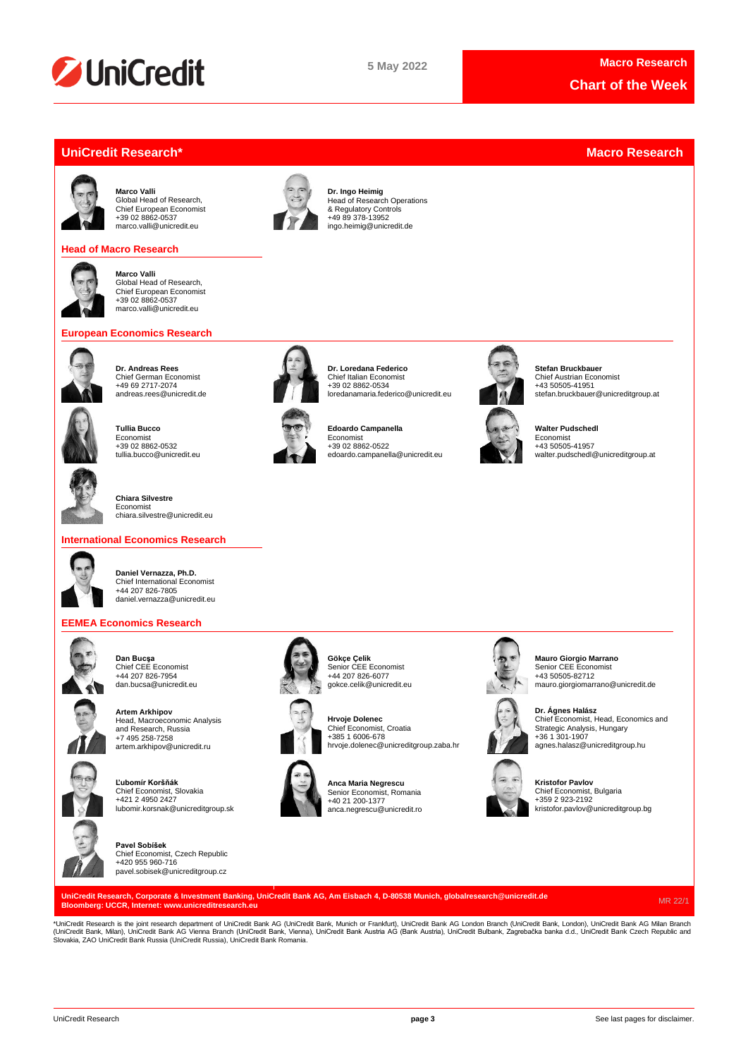# UniCredit Research*

## Macro Research

**Marco Valli**
Global Head of Research,
Chief European Economist
+39 02 8862-0537
marco.valli@unicredit.eu

**Dr. Ingo Heimig**
Head of Research Operations
& Regulatory Controls
+49 89 378-13952
ingo.heimig@unicredit.de

### Head of Macro Research

**Marco Valli**
Global Head of Research,
Chief European Economist
+39 02 8862-0537
marco.valli@unicredit.eu

### European Economics Research

**Dr. Andreas Rees**
Chief German Economist
+49 69 2717-2074
andreas.rees@unicredit.de

**Dr. Loredana Federico**
Chief Italian Economist
+39 02 8862-0534
loredanamaria.federico@unicredit.eu

**Stefan Bruckbauer**
Chief Austrian Economist
+43 50505-41951
stefan.bruckbauer@unicreditgroup.at

**Tullia Bucco**
Economist
+39 02 8862-0532
tullia.bucco@unicredit.eu

**Edoardo Campanella**
Economist
+39 02 8862-0522
edoardo.campanella@unicredit.eu

**Walter Pudschedl**
Economist
+43 50505-41957
walter.pudschedl@unicreditgroup.at

**Chiara Silvestre**
Economist
chiara.silvestre@unicredit.eu

### International Economics Research

**Daniel Vernazza, Ph.D.**
Chief International Economist
+44 207 826-7805
daniel.vernazza@unicredit.eu

### EEMEA Economics Research

**Dan Bucşa**
Chief CEE Economist
+44 207 826-7954
dan.bucsa@unicredit.eu

**Gökçe Çelik**
Senior CEE Economist
+44 207 826-6077
gokce.celik@unicredit.eu

**Mauro Giorgio Marrano**
Senior CEE Economist
+43 50505-82712
mauro.giorgiomarrano@unicredit.de

**Artem Arkhipov**
Head, Macroeconomic Analysis
and Research, Russia
+7 495 258-7258
artem.arkhipov@unicredit.ru

**Hrvoje Dolenec**
Chief Economist, Croatia
+385 1 6006-678
hrvoje.dolenec@unicreditgroup.zaba.hr

**Dr. Ágnes Halász**
Chief Economist, Head, Economics and
Strategic Analysis, Hungary
+36 1 301-1907
agnes.halasz@unicredit.hu

**Ľubomír Koršňák**
Chief Economist, Slovakia
+421 2 4950 2427
lubomir.korsnak@unicreditgroup.sk

**Anca Maria Negrescu**
Senior Economist, Romania
+40 21 200-1377
anca.negrescu@unicredit.ro

**Kristofor Pavlov**
Chief Economist, Bulgaria
+359 2 923-2192
kristofor.pavlov@unicreditgroup.bg

**Pavel Sobíšek**
Chief Economist, Czech Republic
+420 955 960-716
pavel.sobisek@unicreditgroup.cz

**UniCredit Research, Corporate & Investment Banking, UniCredit Bank AG, Am Eisbach 4, D-80538 Munich, globalresearch@unicredit.de**
**Bloomberg: UCCR, Internet: www.unicreditresearch.eu**

MR 22/1

*UniCredit Research is the joint research department of UniCredit Bank AG (UniCredit Bank, Munich or Frankfurt), UniCredit Bank AG London Branch (UniCredit Bank, London), UniCredit Bank AG Milan Branch (UniCredit Bank, Milan), UniCredit Bank AG Vienna Branch (UniCredit Bank, Vienna), UniCredit Bank Austria AG (Bank Austria), UniCredit Bulbank, Zagrebačka banka d.d., UniCredit Bank Czech Republic and Slovakia, ZAO UniCredit Bank Russia (UniCredit Russia), UniCredit Bank Romania.